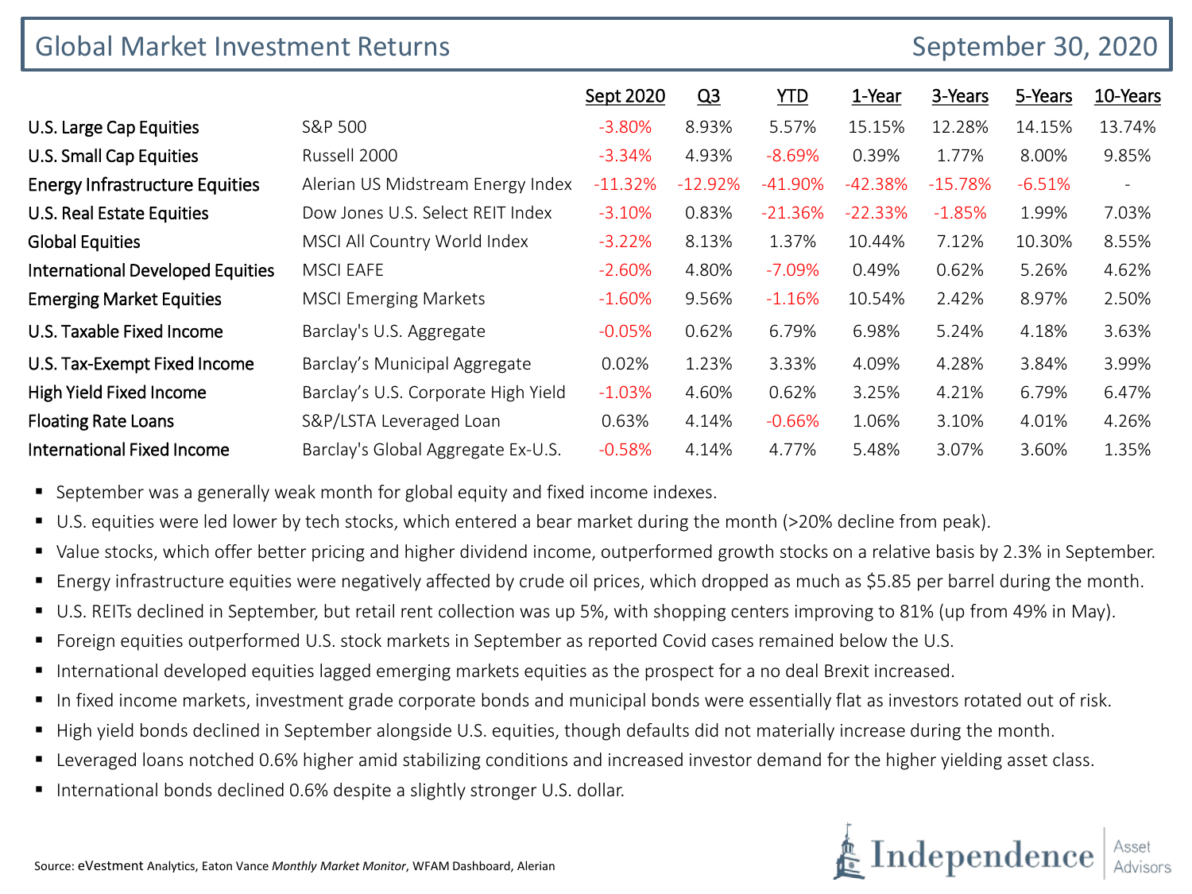# Global Market Investment Returns

September 30, 2020

| | | Sept 2020 | Q3 | YTD | 1-Year | 3-Years | 5-Years | 10-Years |
|---|---|---|---|---|---|---|---|---|
| U.S. Large Cap Equities | S&P 500 | -3.80% | 8.93% | 5.57% | 15.15% | 12.28% | 14.15% | 13.74% |
| U.S. Small Cap Equities | Russell 2000 | -3.34% | 4.93% | -8.69% | 0.39% | 1.77% | 8.00% | 9.85% |
| Energy Infrastructure Equities | Alerian US Midstream Energy Index | -11.32% | -12.92% | -41.90% | -42.38% | -15.78% | -6.51% | - |
| U.S. Real Estate Equities | Dow Jones U.S. Select REIT Index | -3.10% | 0.83% | -21.36% | -22.33% | -1.85% | 1.99% | 7.03% |
| Global Equities | MSCI All Country World Index | -3.22% | 8.13% | 1.37% | 10.44% | 7.12% | 10.30% | 8.55% |
| International Developed Equities | MSCI EAFE | -2.60% | 4.80% | -7.09% | 0.49% | 0.62% | 5.26% | 4.62% |
| Emerging Market Equities | MSCI Emerging Markets | -1.60% | 9.56% | -1.16% | 10.54% | 2.42% | 8.97% | 2.50% |
| U.S. Taxable Fixed Income | Barclay's U.S. Aggregate | -0.05% | 0.62% | 6.79% | 6.98% | 5.24% | 4.18% | 3.63% |
| U.S. Tax-Exempt Fixed Income | Barclay's Municipal Aggregate | 0.02% | 1.23% | 3.33% | 4.09% | 4.28% | 3.84% | 3.99% |
| High Yield Fixed Income | Barclay's U.S. Corporate High Yield | -1.03% | 4.60% | 0.62% | 3.25% | 4.21% | 6.79% | 6.47% |
| Floating Rate Loans | S&P/LSTA Leveraged Loan | 0.63% | 4.14% | -0.66% | 1.06% | 3.10% | 4.01% | 4.26% |
| International Fixed Income | Barclay's Global Aggregate Ex-U.S. | -0.58% | 4.14% | 4.77% | 5.48% | 3.07% | 3.60% | 1.35% |

- September was a generally weak month for global equity and fixed income indexes.
- U.S. equities were led lower by tech stocks, which entered a bear market during the month (>20% decline from peak).
- Value stocks, which offer better pricing and higher dividend income, outperformed growth stocks on a relative basis by 2.3% in September.
- Energy infrastructure equities were negatively affected by crude oil prices, which dropped as much as $5.85 per barrel during the month.
- U.S. REITs declined in September, but retail rent collection was up 5%, with shopping centers improving to 81% (up from 49% in May).
- Foreign equities outperformed U.S. stock markets in September as reported Covid cases remained below the U.S.
- International developed equities lagged emerging markets equities as the prospect for a no deal Brexit increased.
- In fixed income markets, investment grade corporate bonds and municipal bonds were essentially flat as investors rotated out of risk.
- High yield bonds declined in September alongside U.S. equities, though defaults did not materially increase during the month.
- Leveraged loans notched 0.6% higher amid stabilizing conditions and increased investor demand for the higher yielding asset class.
- International bonds declined 0.6% despite a slightly stronger U.S. dollar.

Source: eVestment Analytics, Eaton Vance *Monthly Market Monitor*, WFAM Dashboard, Alerian

Independence Asset Advisors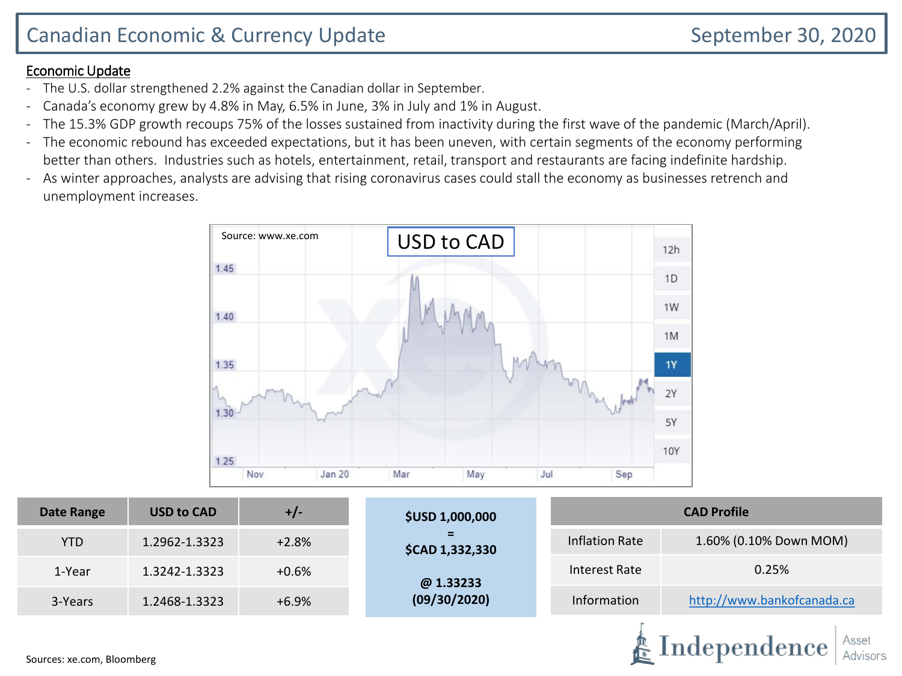# Canadian Economic & Currency Update

September 30, 2020

**Economic Update**

- The U.S. dollar strengthened 2.2% against the Canadian dollar in September.
- Canada's economy grew by 4.8% in May, 6.5% in June, 3% in July and 1% in August.
- The 15.3% GDP growth recoups 75% of the losses sustained from inactivity during the first wave of the pandemic (March/April).
- The economic rebound has exceeded expectations, but it has been uneven, with certain segments of the economy performing better than others. Industries such as hotels, entertainment, retail, transport and restaurants are facing indefinite hardship.
- As winter approaches, analysts are advising that rising coronavirus cases could stall the economy as businesses retrench and unemployment increases.

| Date Range | USD to CAD | +/- |
| --- | --- | --- |
| YTD | 1.2962-1.3323 | +2.8% |
| 1-Year | 1.3242-1.3323 | +0.6% |
| 3-Years | 1.2468-1.3323 | +6.9% |

**$USD 1,000,000**
**=**
**$CAD 1,332,330**

**@ 1.33233**
**(09/30/2020)**

| CAD Profile | |
| --- | --- |
| Inflation Rate | 1.60% (0.10% Down MOM) |
| Interest Rate | 0.25% |
| Information | http://www.bankofcanada.ca |

Sources: xe.com, Bloomberg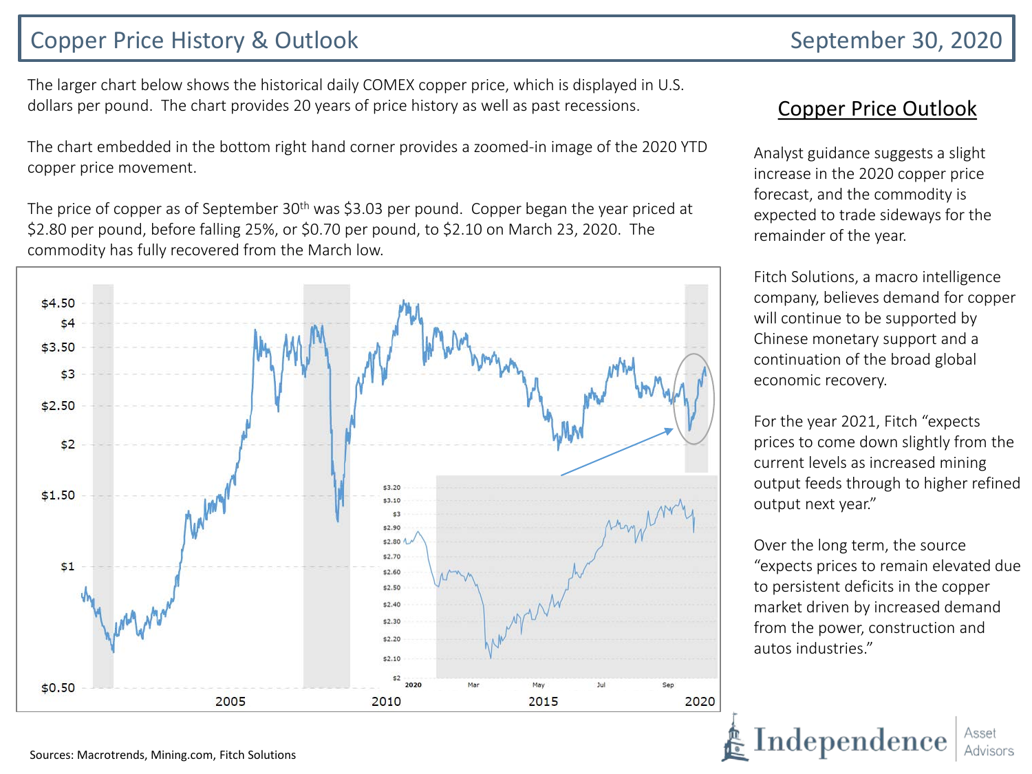# Copper Price History & Outlook

September 30, 2020

The larger chart below shows the historical daily COMEX copper price, which is displayed in U.S. dollars per pound. The chart provides 20 years of price history as well as past recessions.

The chart embedded in the bottom right hand corner provides a zoomed-in image of the 2020 YTD copper price movement.

The price of copper as of September 30th was $3.03 per pound. Copper began the year priced at $2.80 per pound, before falling 25%, or $0.70 per pound, to $2.10 on March 23, 2020. The commodity has fully recovered from the March low.

## Copper Price Outlook

Analyst guidance suggests a slight increase in the 2020 copper price forecast, and the commodity is expected to trade sideways for the remainder of the year.

Fitch Solutions, a macro intelligence company, believes demand for copper will continue to be supported by Chinese monetary support and a continuation of the broad global economic recovery.

For the year 2021, Fitch "expects prices to come down slightly from the current levels as increased mining output feeds through to higher refined output next year."

Over the long term, the source "expects prices to remain elevated due to persistent deficits in the copper market driven by increased demand from the power, construction and autos industries."

Sources: Macrotrends, Mining.com, Fitch Solutions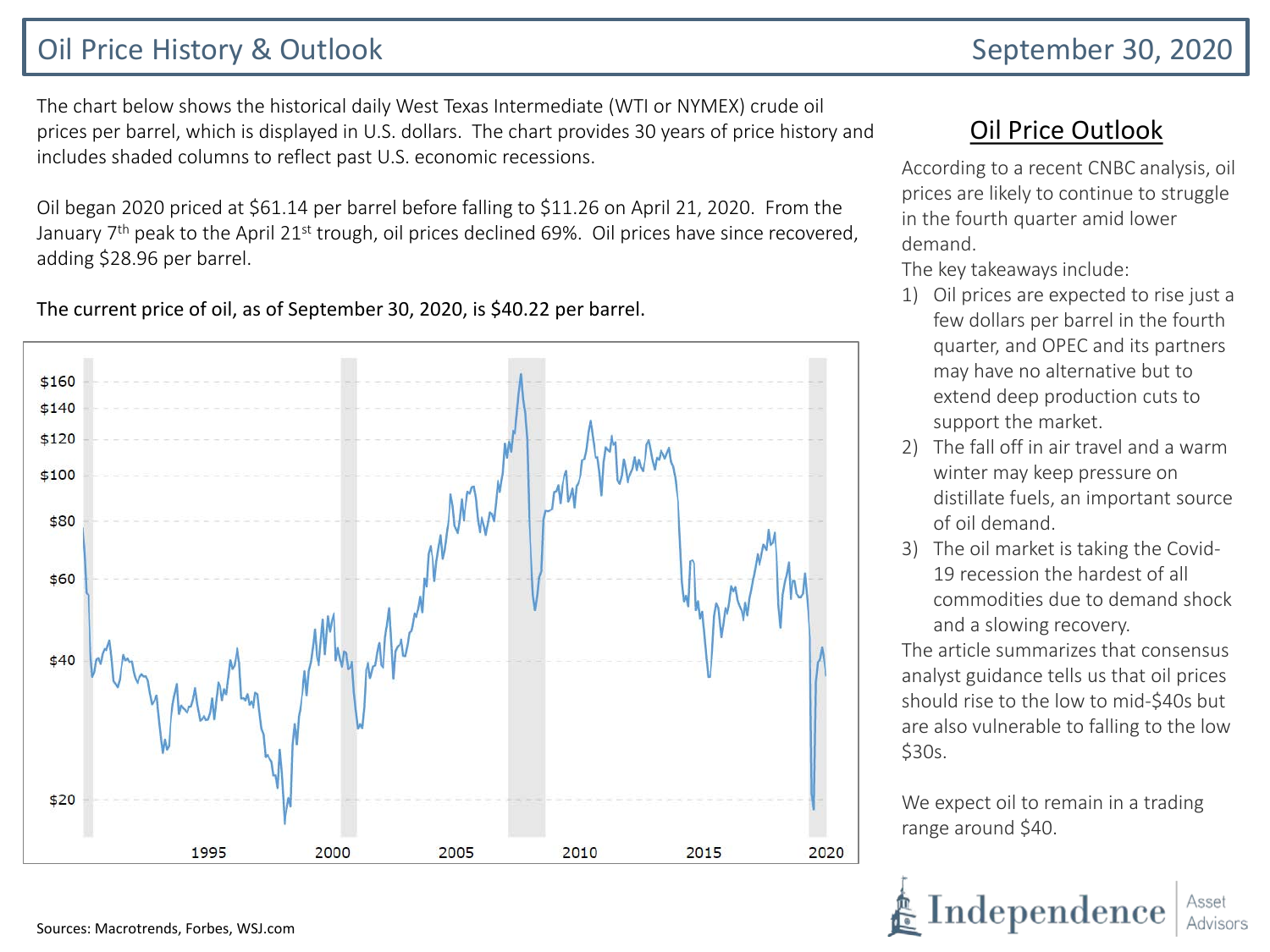# Oil Price History & Outlook

September 30, 2020

The chart below shows the historical daily West Texas Intermediate (WTI or NYMEX) crude oil prices per barrel, which is displayed in U.S. dollars. The chart provides 30 years of price history and includes shaded columns to reflect past U.S. economic recessions.

Oil began 2020 priced at $61.14 per barrel before falling to $11.26 on April 21, 2020. From the January 7th peak to the April 21st trough, oil prices declined 69%. Oil prices have since recovered, adding $28.96 per barrel.

The current price of oil, as of September 30, 2020, is $40.22 per barrel.

$160
$140
$120
$100
$80
$60
$40
$20

1995
2000
2005
2010
2015
2020

## Oil Price Outlook

According to a recent CNBC analysis, oil prices are likely to continue to struggle in the fourth quarter amid lower demand.

The key takeaways include:

1) Oil prices are expected to rise just a few dollars per barrel in the fourth quarter, and OPEC and its partners may have no alternative but to extend deep production cuts to support the market.
2) The fall off in air travel and a warm winter may keep pressure on distillate fuels, an important source of oil demand.
3) The oil market is taking the Covid-19 recession the hardest of all commodities due to demand shock and a slowing recovery.

The article summarizes that consensus analyst guidance tells us that oil prices should rise to the low to mid-$40s but are also vulnerable to falling to the low $30s.

We expect oil to remain in a trading range around $40.

Sources: Macrotrends, Forbes, WSJ.com

Independence Asset Advisors